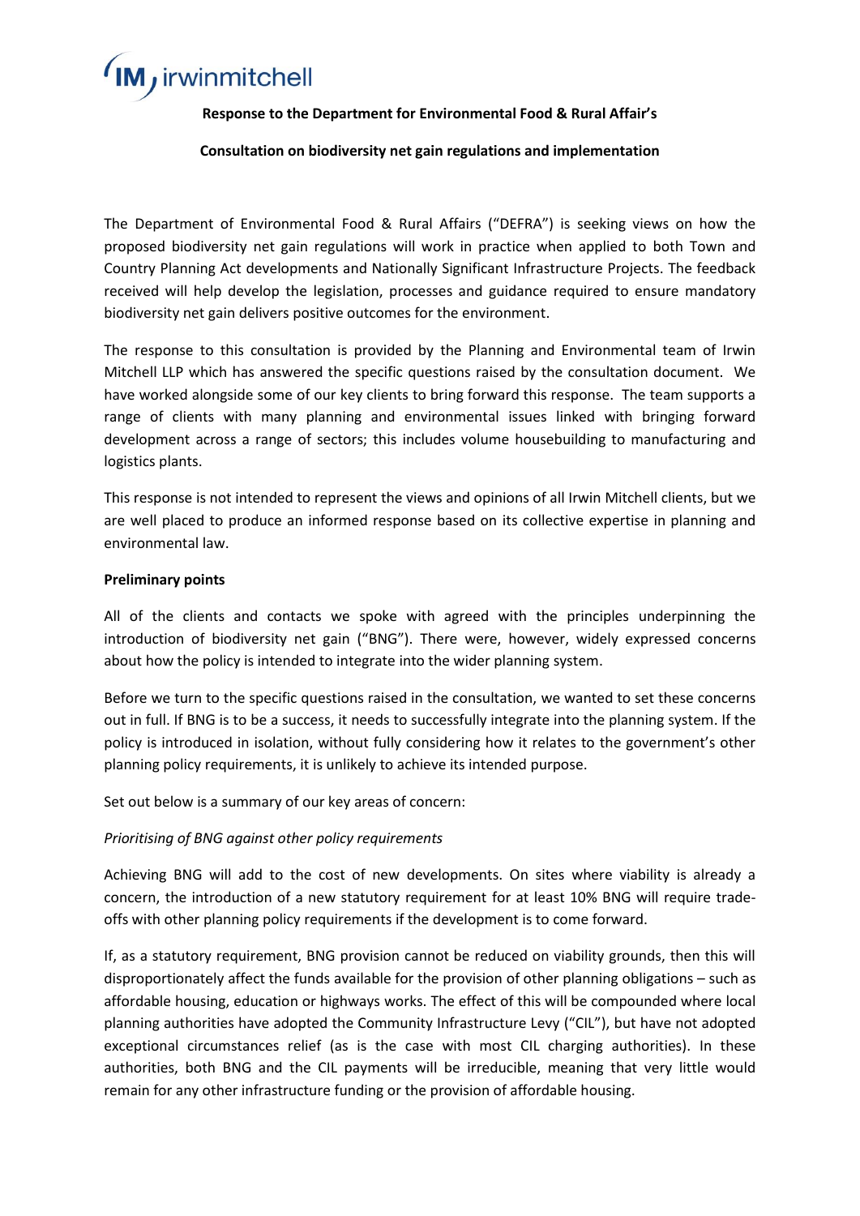**Response to the Department for Environmental Food & Rural Affair's**

**Consultation on biodiversity net gain regulations and implementation**

The Department of Environmental Food & Rural Affairs ("DEFRA") is seeking views on how the proposed biodiversity net gain regulations will work in practice when applied to both Town and Country Planning Act developments and Nationally Significant Infrastructure Projects. The feedback received will help develop the legislation, processes and guidance required to ensure mandatory biodiversity net gain delivers positive outcomes for the environment.

The response to this consultation is provided by the Planning and Environmental team of Irwin Mitchell LLP which has answered the specific questions raised by the consultation document. We have worked alongside some of our key clients to bring forward this response. The team supports a range of clients with many planning and environmental issues linked with bringing forward development across a range of sectors; this includes volume housebuilding to manufacturing and logistics plants.

This response is not intended to represent the views and opinions of all Irwin Mitchell clients, but we are well placed to produce an informed response based on its collective expertise in planning and environmental law.

**Preliminary points**

All of the clients and contacts we spoke with agreed with the principles underpinning the introduction of biodiversity net gain ("BNG"). There were, however, widely expressed concerns about how the policy is intended to integrate into the wider planning system.

Before we turn to the specific questions raised in the consultation, we wanted to set these concerns out in full. If BNG is to be a success, it needs to successfully integrate into the planning system. If the policy is introduced in isolation, without fully considering how it relates to the government's other planning policy requirements, it is unlikely to achieve its intended purpose.

Set out below is a summary of our key areas of concern:

*Prioritising of BNG against other policy requirements*

Achieving BNG will add to the cost of new developments. On sites where viability is already a concern, the introduction of a new statutory requirement for at least 10% BNG will require trade-offs with other planning policy requirements if the development is to come forward.

If, as a statutory requirement, BNG provision cannot be reduced on viability grounds, then this will disproportionately affect the funds available for the provision of other planning obligations – such as affordable housing, education or highways works. The effect of this will be compounded where local planning authorities have adopted the Community Infrastructure Levy ("CIL"), but have not adopted exceptional circumstances relief (as is the case with most CIL charging authorities). In these authorities, both BNG and the CIL payments will be irreducible, meaning that very little would remain for any other infrastructure funding or the provision of affordable housing.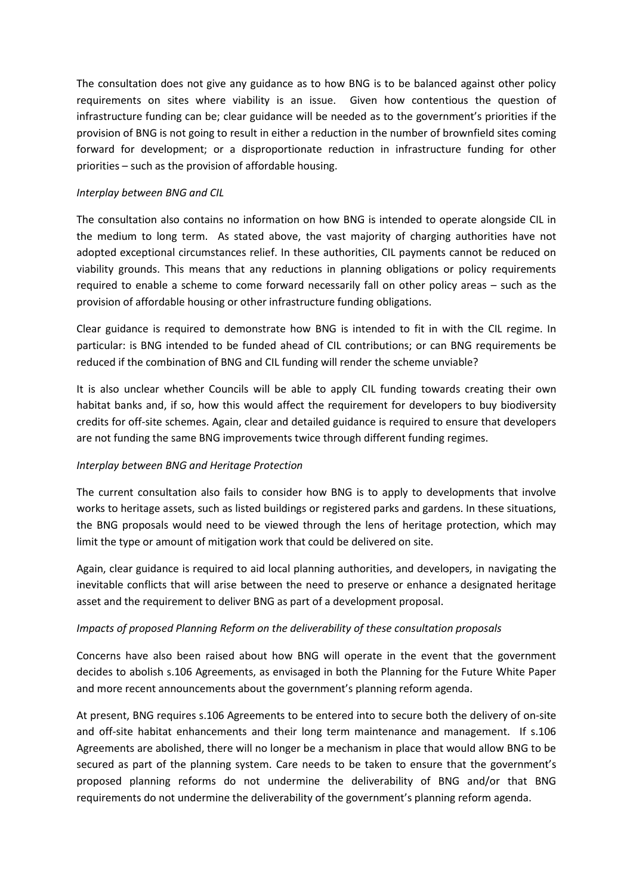The consultation does not give any guidance as to how BNG is to be balanced against other policy requirements on sites where viability is an issue. Given how contentious the question of infrastructure funding can be; clear guidance will be needed as to the government's priorities if the provision of BNG is not going to result in either a reduction in the number of brownfield sites coming forward for development; or a disproportionate reduction in infrastructure funding for other priorities – such as the provision of affordable housing.

*Interplay between BNG and CIL*

The consultation also contains no information on how BNG is intended to operate alongside CIL in the medium to long term. As stated above, the vast majority of charging authorities have not adopted exceptional circumstances relief. In these authorities, CIL payments cannot be reduced on viability grounds. This means that any reductions in planning obligations or policy requirements required to enable a scheme to come forward necessarily fall on other policy areas – such as the provision of affordable housing or other infrastructure funding obligations.

Clear guidance is required to demonstrate how BNG is intended to fit in with the CIL regime. In particular: is BNG intended to be funded ahead of CIL contributions; or can BNG requirements be reduced if the combination of BNG and CIL funding will render the scheme unviable?

It is also unclear whether Councils will be able to apply CIL funding towards creating their own habitat banks and, if so, how this would affect the requirement for developers to buy biodiversity credits for off-site schemes. Again, clear and detailed guidance is required to ensure that developers are not funding the same BNG improvements twice through different funding regimes.

*Interplay between BNG and Heritage Protection*

The current consultation also fails to consider how BNG is to apply to developments that involve works to heritage assets, such as listed buildings or registered parks and gardens. In these situations, the BNG proposals would need to be viewed through the lens of heritage protection, which may limit the type or amount of mitigation work that could be delivered on site.

Again, clear guidance is required to aid local planning authorities, and developers, in navigating the inevitable conflicts that will arise between the need to preserve or enhance a designated heritage asset and the requirement to deliver BNG as part of a development proposal.

*Impacts of proposed Planning Reform on the deliverability of these consultation proposals*

Concerns have also been raised about how BNG will operate in the event that the government decides to abolish s.106 Agreements, as envisaged in both the Planning for the Future White Paper and more recent announcements about the government's planning reform agenda.

At present, BNG requires s.106 Agreements to be entered into to secure both the delivery of on-site and off-site habitat enhancements and their long term maintenance and management. If s.106 Agreements are abolished, there will no longer be a mechanism in place that would allow BNG to be secured as part of the planning system. Care needs to be taken to ensure that the government's proposed planning reforms do not undermine the deliverability of BNG and/or that BNG requirements do not undermine the deliverability of the government's planning reform agenda.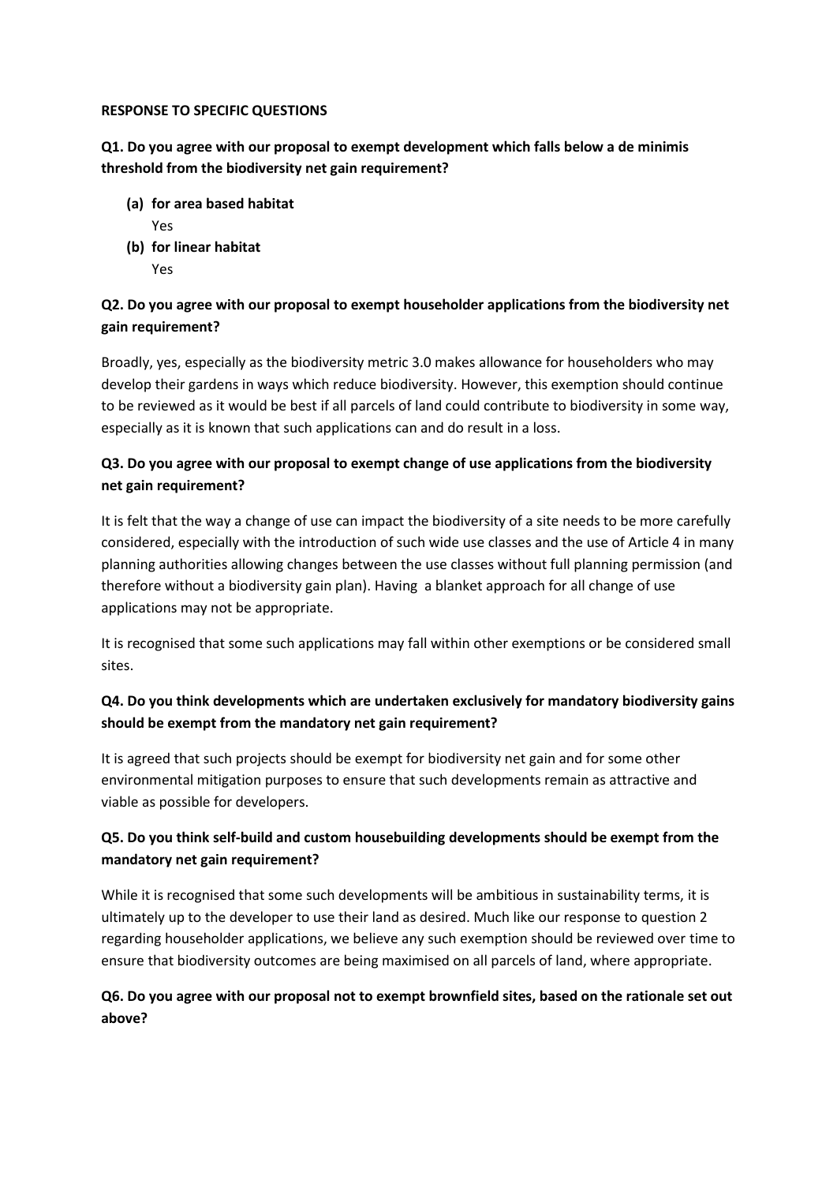**RESPONSE TO SPECIFIC QUESTIONS**

**Q1. Do you agree with our proposal to exempt development which falls below a de minimis threshold from the biodiversity net gain requirement?**

**(a) for area based habitat**
Yes

**(b) for linear habitat**
Yes

**Q2. Do you agree with our proposal to exempt householder applications from the biodiversity net gain requirement?**

Broadly, yes, especially as the biodiversity metric 3.0 makes allowance for householders who may develop their gardens in ways which reduce biodiversity. However, this exemption should continue to be reviewed as it would be best if all parcels of land could contribute to biodiversity in some way, especially as it is known that such applications can and do result in a loss.

**Q3. Do you agree with our proposal to exempt change of use applications from the biodiversity net gain requirement?**

It is felt that the way a change of use can impact the biodiversity of a site needs to be more carefully considered, especially with the introduction of such wide use classes and the use of Article 4 in many planning authorities allowing changes between the use classes without full planning permission (and therefore without a biodiversity gain plan). Having a blanket approach for all change of use applications may not be appropriate.

It is recognised that some such applications may fall within other exemptions or be considered small sites.

**Q4. Do you think developments which are undertaken exclusively for mandatory biodiversity gains should be exempt from the mandatory net gain requirement?**

It is agreed that such projects should be exempt for biodiversity net gain and for some other environmental mitigation purposes to ensure that such developments remain as attractive and viable as possible for developers.

**Q5. Do you think self-build and custom housebuilding developments should be exempt from the mandatory net gain requirement?**

While it is recognised that some such developments will be ambitious in sustainability terms, it is ultimately up to the developer to use their land as desired. Much like our response to question 2 regarding householder applications, we believe any such exemption should be reviewed over time to ensure that biodiversity outcomes are being maximised on all parcels of land, where appropriate.

**Q6. Do you agree with our proposal not to exempt brownfield sites, based on the rationale set out above?**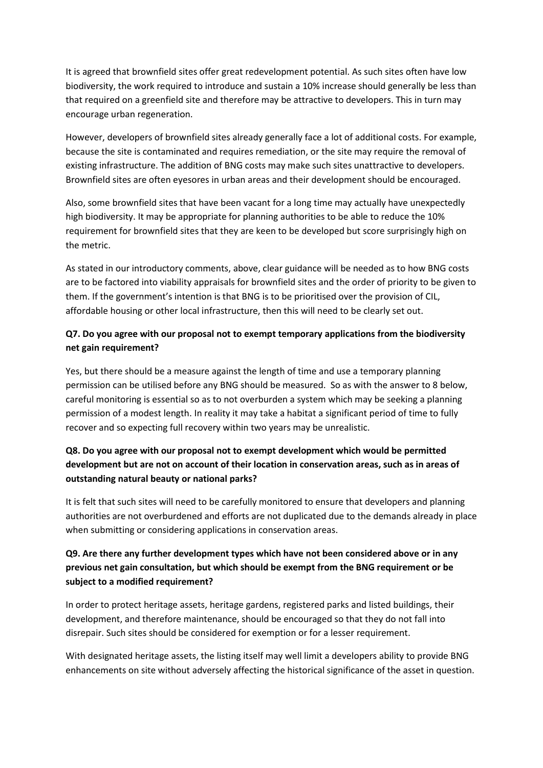It is agreed that brownfield sites offer great redevelopment potential. As such sites often have low biodiversity, the work required to introduce and sustain a 10% increase should generally be less than that required on a greenfield site and therefore may be attractive to developers. This in turn may encourage urban regeneration.

However, developers of brownfield sites already generally face a lot of additional costs. For example, because the site is contaminated and requires remediation, or the site may require the removal of existing infrastructure. The addition of BNG costs may make such sites unattractive to developers. Brownfield sites are often eyesores in urban areas and their development should be encouraged.

Also, some brownfield sites that have been vacant for a long time may actually have unexpectedly high biodiversity. It may be appropriate for planning authorities to be able to reduce the 10% requirement for brownfield sites that they are keen to be developed but score surprisingly high on the metric.

As stated in our introductory comments, above, clear guidance will be needed as to how BNG costs are to be factored into viability appraisals for brownfield sites and the order of priority to be given to them. If the government's intention is that BNG is to be prioritised over the provision of CIL, affordable housing or other local infrastructure, then this will need to be clearly set out.

**Q7. Do you agree with our proposal not to exempt temporary applications from the biodiversity net gain requirement?**

Yes, but there should be a measure against the length of time and use a temporary planning permission can be utilised before any BNG should be measured. So as with the answer to 8 below, careful monitoring is essential so as to not overburden a system which may be seeking a planning permission of a modest length. In reality it may take a habitat a significant period of time to fully recover and so expecting full recovery within two years may be unrealistic.

**Q8. Do you agree with our proposal not to exempt development which would be permitted development but are not on account of their location in conservation areas, such as in areas of outstanding natural beauty or national parks?**

It is felt that such sites will need to be carefully monitored to ensure that developers and planning authorities are not overburdened and efforts are not duplicated due to the demands already in place when submitting or considering applications in conservation areas.

**Q9. Are there any further development types which have not been considered above or in any previous net gain consultation, but which should be exempt from the BNG requirement or be subject to a modified requirement?**

In order to protect heritage assets, heritage gardens, registered parks and listed buildings, their development, and therefore maintenance, should be encouraged so that they do not fall into disrepair. Such sites should be considered for exemption or for a lesser requirement.

With designated heritage assets, the listing itself may well limit a developers ability to provide BNG enhancements on site without adversely affecting the historical significance of the asset in question.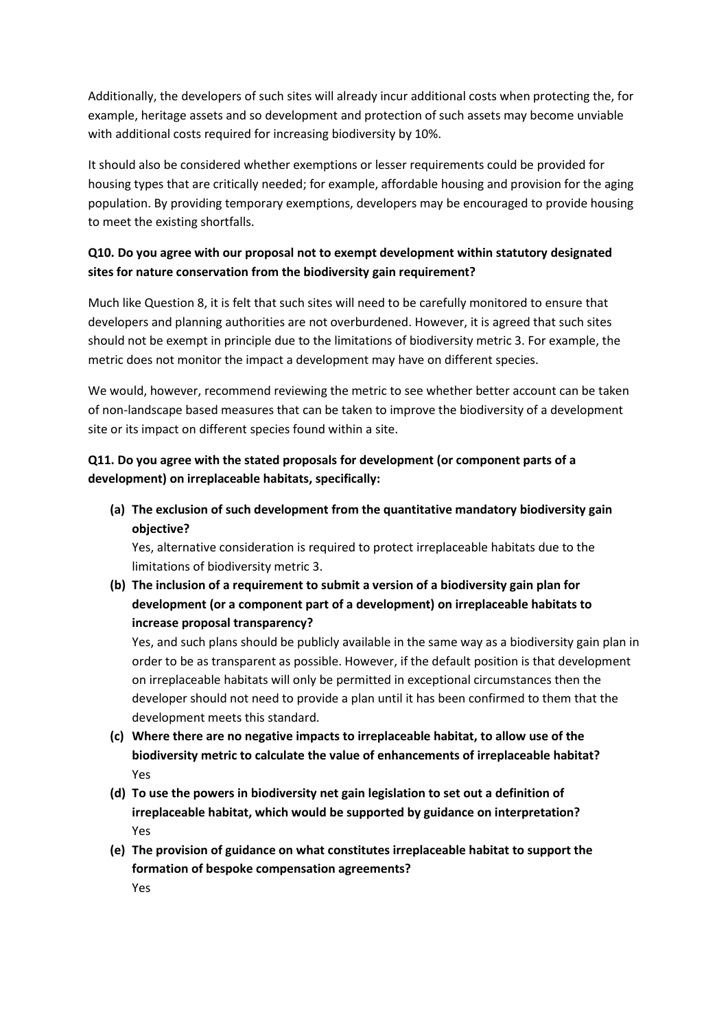Additionally, the developers of such sites will already incur additional costs when protecting the, for example, heritage assets and so development and protection of such assets may become unviable with additional costs required for increasing biodiversity by 10%.

It should also be considered whether exemptions or lesser requirements could be provided for housing types that are critically needed; for example, affordable housing and provision for the aging population. By providing temporary exemptions, developers may be encouraged to provide housing to meet the existing shortfalls.

**Q10. Do you agree with our proposal not to exempt development within statutory designated sites for nature conservation from the biodiversity gain requirement?**

Much like Question 8, it is felt that such sites will need to be carefully monitored to ensure that developers and planning authorities are not overburdened. However, it is agreed that such sites should not be exempt in principle due to the limitations of biodiversity metric 3. For example, the metric does not monitor the impact a development may have on different species.

We would, however, recommend reviewing the metric to see whether better account can be taken of non-landscape based measures that can be taken to improve the biodiversity of a development site or its impact on different species found within a site.

**Q11. Do you agree with the stated proposals for development (or component parts of a development) on irreplaceable habitats, specifically:**

**(a) The exclusion of such development from the quantitative mandatory biodiversity gain objective?**

Yes, alternative consideration is required to protect irreplaceable habitats due to the limitations of biodiversity metric 3.

**(b) The inclusion of a requirement to submit a version of a biodiversity gain plan for development (or a component part of a development) on irreplaceable habitats to increase proposal transparency?**

Yes, and such plans should be publicly available in the same way as a biodiversity gain plan in order to be as transparent as possible. However, if the default position is that development on irreplaceable habitats will only be permitted in exceptional circumstances then the developer should not need to provide a plan until it has been confirmed to them that the development meets this standard.

**(c) Where there are no negative impacts to irreplaceable habitat, to allow use of the biodiversity metric to calculate the value of enhancements of irreplaceable habitat?**

Yes

**(d) To use the powers in biodiversity net gain legislation to set out a definition of irreplaceable habitat, which would be supported by guidance on interpretation?**

Yes

**(e) The provision of guidance on what constitutes irreplaceable habitat to support the formation of bespoke compensation agreements?**

Yes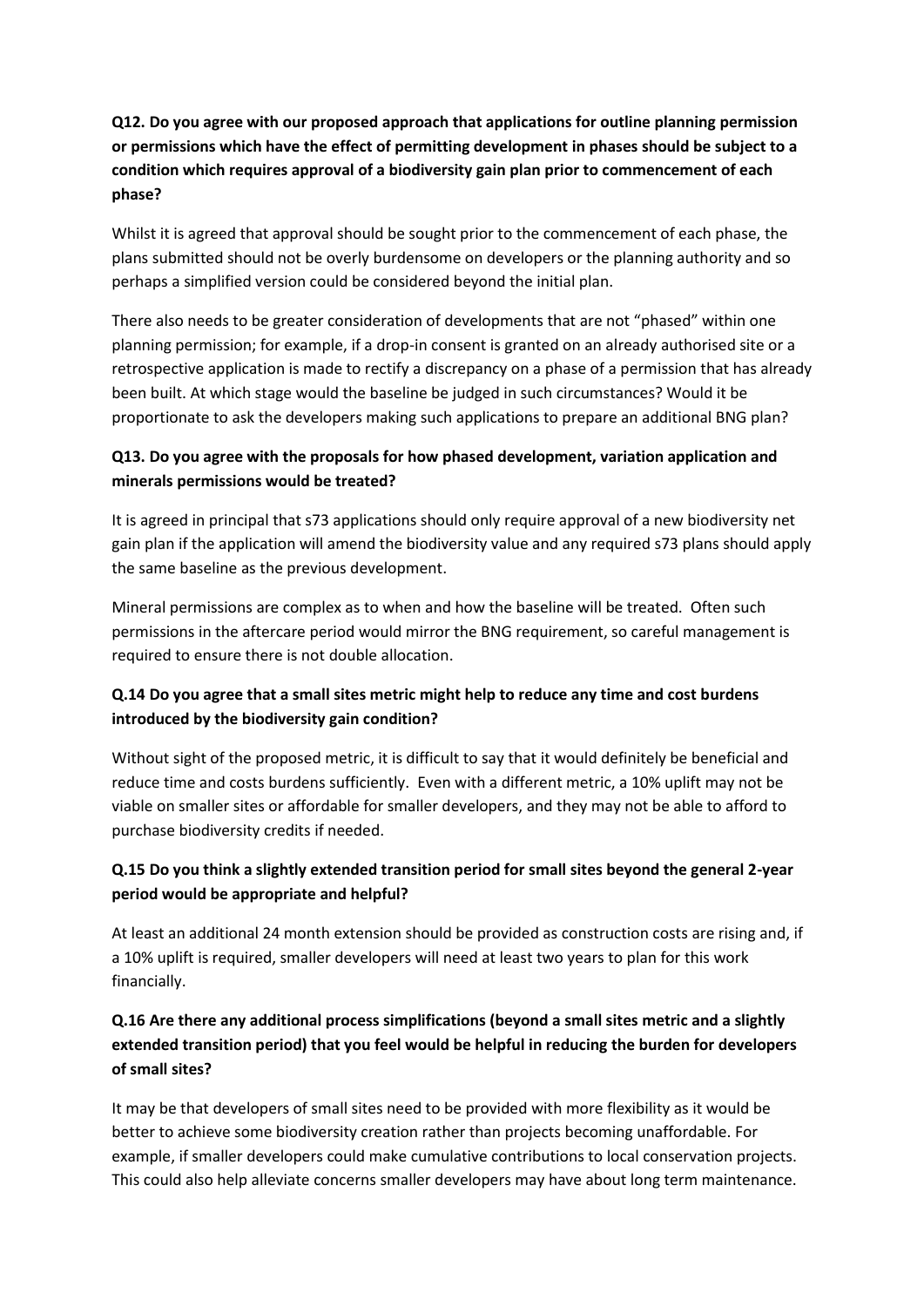**Q12. Do you agree with our proposed approach that applications for outline planning permission or permissions which have the effect of permitting development in phases should be subject to a condition which requires approval of a biodiversity gain plan prior to commencement of each phase?**

Whilst it is agreed that approval should be sought prior to the commencement of each phase, the plans submitted should not be overly burdensome on developers or the planning authority and so perhaps a simplified version could be considered beyond the initial plan.

There also needs to be greater consideration of developments that are not "phased" within one planning permission; for example, if a drop-in consent is granted on an already authorised site or a retrospective application is made to rectify a discrepancy on a phase of a permission that has already been built. At which stage would the baseline be judged in such circumstances? Would it be proportionate to ask the developers making such applications to prepare an additional BNG plan?

**Q13. Do you agree with the proposals for how phased development, variation application and minerals permissions would be treated?**

It is agreed in principal that s73 applications should only require approval of a new biodiversity net gain plan if the application will amend the biodiversity value and any required s73 plans should apply the same baseline as the previous development.

Mineral permissions are complex as to when and how the baseline will be treated. Often such permissions in the aftercare period would mirror the BNG requirement, so careful management is required to ensure there is not double allocation.

**Q.14 Do you agree that a small sites metric might help to reduce any time and cost burdens introduced by the biodiversity gain condition?**

Without sight of the proposed metric, it is difficult to say that it would definitely be beneficial and reduce time and costs burdens sufficiently. Even with a different metric, a 10% uplift may not be viable on smaller sites or affordable for smaller developers, and they may not be able to afford to purchase biodiversity credits if needed.

**Q.15 Do you think a slightly extended transition period for small sites beyond the general 2-year period would be appropriate and helpful?**

At least an additional 24 month extension should be provided as construction costs are rising and, if a 10% uplift is required, smaller developers will need at least two years to plan for this work financially.

**Q.16 Are there any additional process simplifications (beyond a small sites metric and a slightly extended transition period) that you feel would be helpful in reducing the burden for developers of small sites?**

It may be that developers of small sites need to be provided with more flexibility as it would be better to achieve some biodiversity creation rather than projects becoming unaffordable. For example, if smaller developers could make cumulative contributions to local conservation projects. This could also help alleviate concerns smaller developers may have about long term maintenance.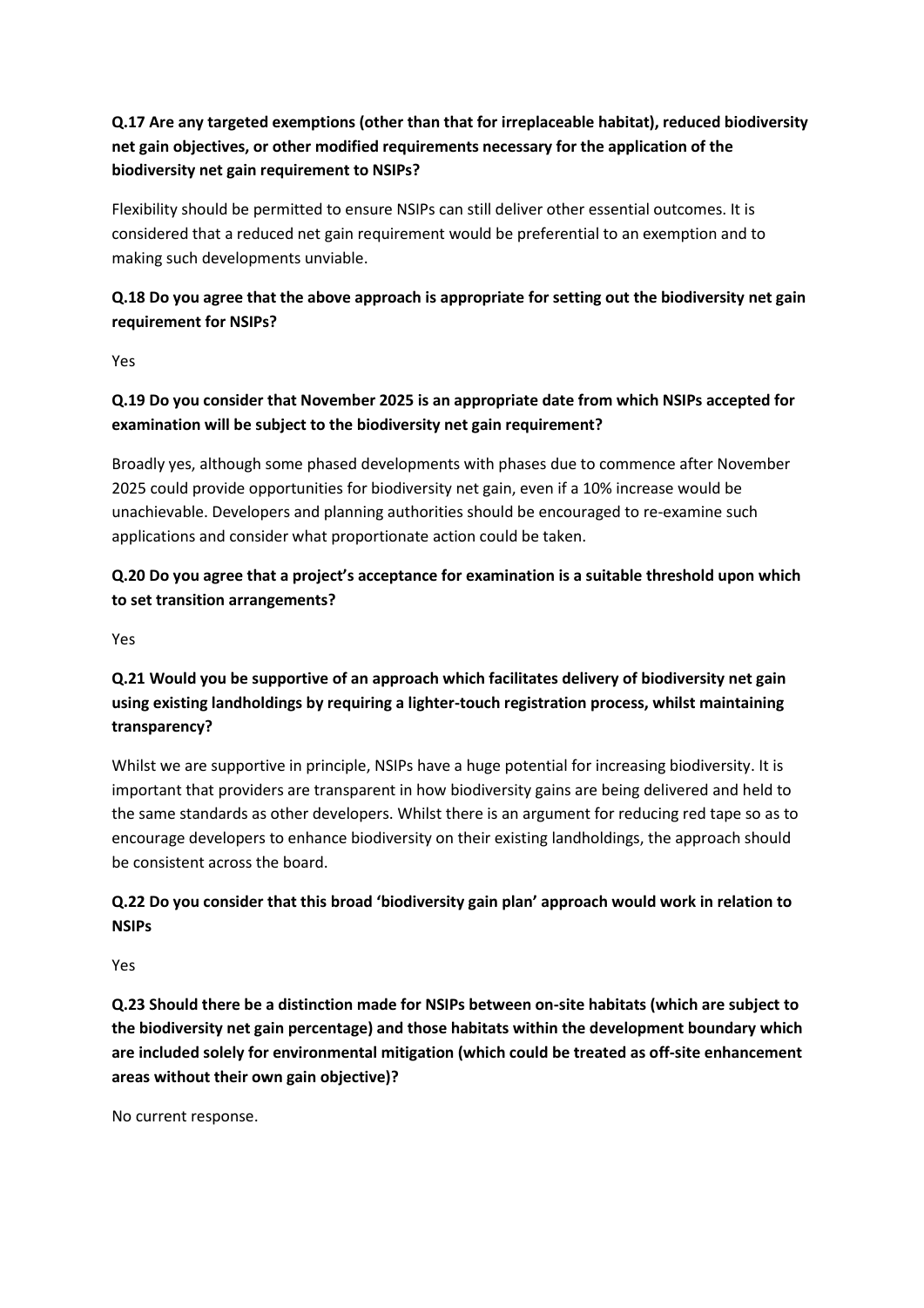**Q.17 Are any targeted exemptions (other than that for irreplaceable habitat), reduced biodiversity net gain objectives, or other modified requirements necessary for the application of the biodiversity net gain requirement to NSIPs?**

Flexibility should be permitted to ensure NSIPs can still deliver other essential outcomes. It is considered that a reduced net gain requirement would be preferential to an exemption and to making such developments unviable.

**Q.18 Do you agree that the above approach is appropriate for setting out the biodiversity net gain requirement for NSIPs?**

Yes

**Q.19 Do you consider that November 2025 is an appropriate date from which NSIPs accepted for examination will be subject to the biodiversity net gain requirement?**

Broadly yes, although some phased developments with phases due to commence after November 2025 could provide opportunities for biodiversity net gain, even if a 10% increase would be unachievable. Developers and planning authorities should be encouraged to re-examine such applications and consider what proportionate action could be taken.

**Q.20 Do you agree that a project's acceptance for examination is a suitable threshold upon which to set transition arrangements?**

Yes

**Q.21 Would you be supportive of an approach which facilitates delivery of biodiversity net gain using existing landholdings by requiring a lighter-touch registration process, whilst maintaining transparency?**

Whilst we are supportive in principle, NSIPs have a huge potential for increasing biodiversity. It is important that providers are transparent in how biodiversity gains are being delivered and held to the same standards as other developers. Whilst there is an argument for reducing red tape so as to encourage developers to enhance biodiversity on their existing landholdings, the approach should be consistent across the board.

**Q.22 Do you consider that this broad 'biodiversity gain plan' approach would work in relation to NSIPs**

Yes

**Q.23 Should there be a distinction made for NSIPs between on-site habitats (which are subject to the biodiversity net gain percentage) and those habitats within the development boundary which are included solely for environmental mitigation (which could be treated as off-site enhancement areas without their own gain objective)?**

No current response.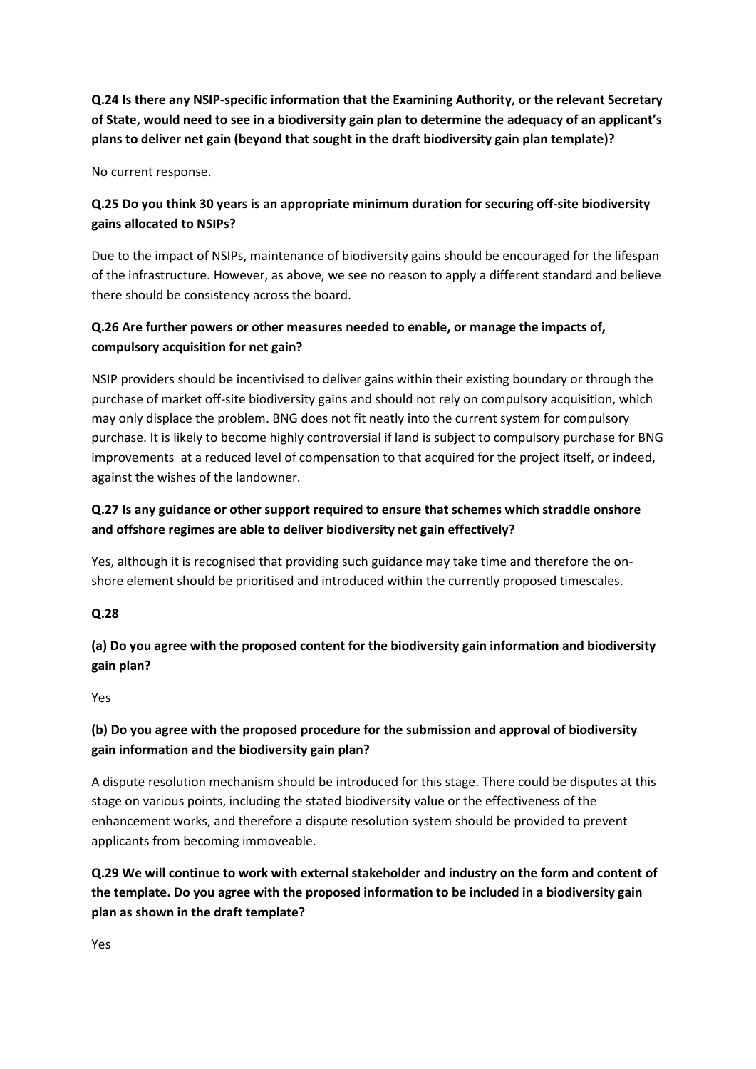**Q.24 Is there any NSIP-specific information that the Examining Authority, or the relevant Secretary of State, would need to see in a biodiversity gain plan to determine the adequacy of an applicant's plans to deliver net gain (beyond that sought in the draft biodiversity gain plan template)?**

No current response.

**Q.25 Do you think 30 years is an appropriate minimum duration for securing off-site biodiversity gains allocated to NSIPs?**

Due to the impact of NSIPs, maintenance of biodiversity gains should be encouraged for the lifespan of the infrastructure. However, as above, we see no reason to apply a different standard and believe there should be consistency across the board.

**Q.26 Are further powers or other measures needed to enable, or manage the impacts of, compulsory acquisition for net gain?**

NSIP providers should be incentivised to deliver gains within their existing boundary or through the purchase of market off-site biodiversity gains and should not rely on compulsory acquisition, which may only displace the problem. BNG does not fit neatly into the current system for compulsory purchase. It is likely to become highly controversial if land is subject to compulsory purchase for BNG improvements at a reduced level of compensation to that acquired for the project itself, or indeed, against the wishes of the landowner.

**Q.27 Is any guidance or other support required to ensure that schemes which straddle onshore and offshore regimes are able to deliver biodiversity net gain effectively?**

Yes, although it is recognised that providing such guidance may take time and therefore the on-shore element should be prioritised and introduced within the currently proposed timescales.

**Q.28**

**(a) Do you agree with the proposed content for the biodiversity gain information and biodiversity gain plan?**

Yes

**(b) Do you agree with the proposed procedure for the submission and approval of biodiversity gain information and the biodiversity gain plan?**

A dispute resolution mechanism should be introduced for this stage. There could be disputes at this stage on various points, including the stated biodiversity value or the effectiveness of the enhancement works, and therefore a dispute resolution system should be provided to prevent applicants from becoming immoveable.

**Q.29 We will continue to work with external stakeholder and industry on the form and content of the template. Do you agree with the proposed information to be included in a biodiversity gain plan as shown in the draft template?**

Yes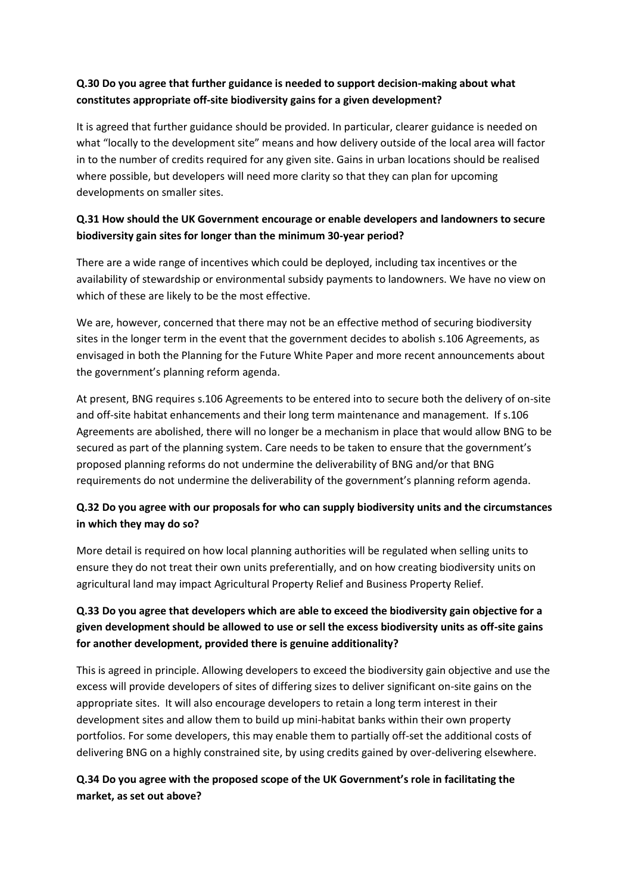**Q.30 Do you agree that further guidance is needed to support decision-making about what constitutes appropriate off-site biodiversity gains for a given development?**

It is agreed that further guidance should be provided. In particular, clearer guidance is needed on what "locally to the development site" means and how delivery outside of the local area will factor in to the number of credits required for any given site. Gains in urban locations should be realised where possible, but developers will need more clarity so that they can plan for upcoming developments on smaller sites.

**Q.31 How should the UK Government encourage or enable developers and landowners to secure biodiversity gain sites for longer than the minimum 30-year period?**

There are a wide range of incentives which could be deployed, including tax incentives or the availability of stewardship or environmental subsidy payments to landowners. We have no view on which of these are likely to be the most effective.

We are, however, concerned that there may not be an effective method of securing biodiversity sites in the longer term in the event that the government decides to abolish s.106 Agreements, as envisaged in both the Planning for the Future White Paper and more recent announcements about the government's planning reform agenda.

At present, BNG requires s.106 Agreements to be entered into to secure both the delivery of on-site and off-site habitat enhancements and their long term maintenance and management. If s.106 Agreements are abolished, there will no longer be a mechanism in place that would allow BNG to be secured as part of the planning system. Care needs to be taken to ensure that the government's proposed planning reforms do not undermine the deliverability of BNG and/or that BNG requirements do not undermine the deliverability of the government's planning reform agenda.

**Q.32 Do you agree with our proposals for who can supply biodiversity units and the circumstances in which they may do so?**

More detail is required on how local planning authorities will be regulated when selling units to ensure they do not treat their own units preferentially, and on how creating biodiversity units on agricultural land may impact Agricultural Property Relief and Business Property Relief.

**Q.33 Do you agree that developers which are able to exceed the biodiversity gain objective for a given development should be allowed to use or sell the excess biodiversity units as off-site gains for another development, provided there is genuine additionality?**

This is agreed in principle. Allowing developers to exceed the biodiversity gain objective and use the excess will provide developers of sites of differing sizes to deliver significant on-site gains on the appropriate sites. It will also encourage developers to retain a long term interest in their development sites and allow them to build up mini-habitat banks within their own property portfolios. For some developers, this may enable them to partially off-set the additional costs of delivering BNG on a highly constrained site, by using credits gained by over-delivering elsewhere.

**Q.34 Do you agree with the proposed scope of the UK Government's role in facilitating the market, as set out above?**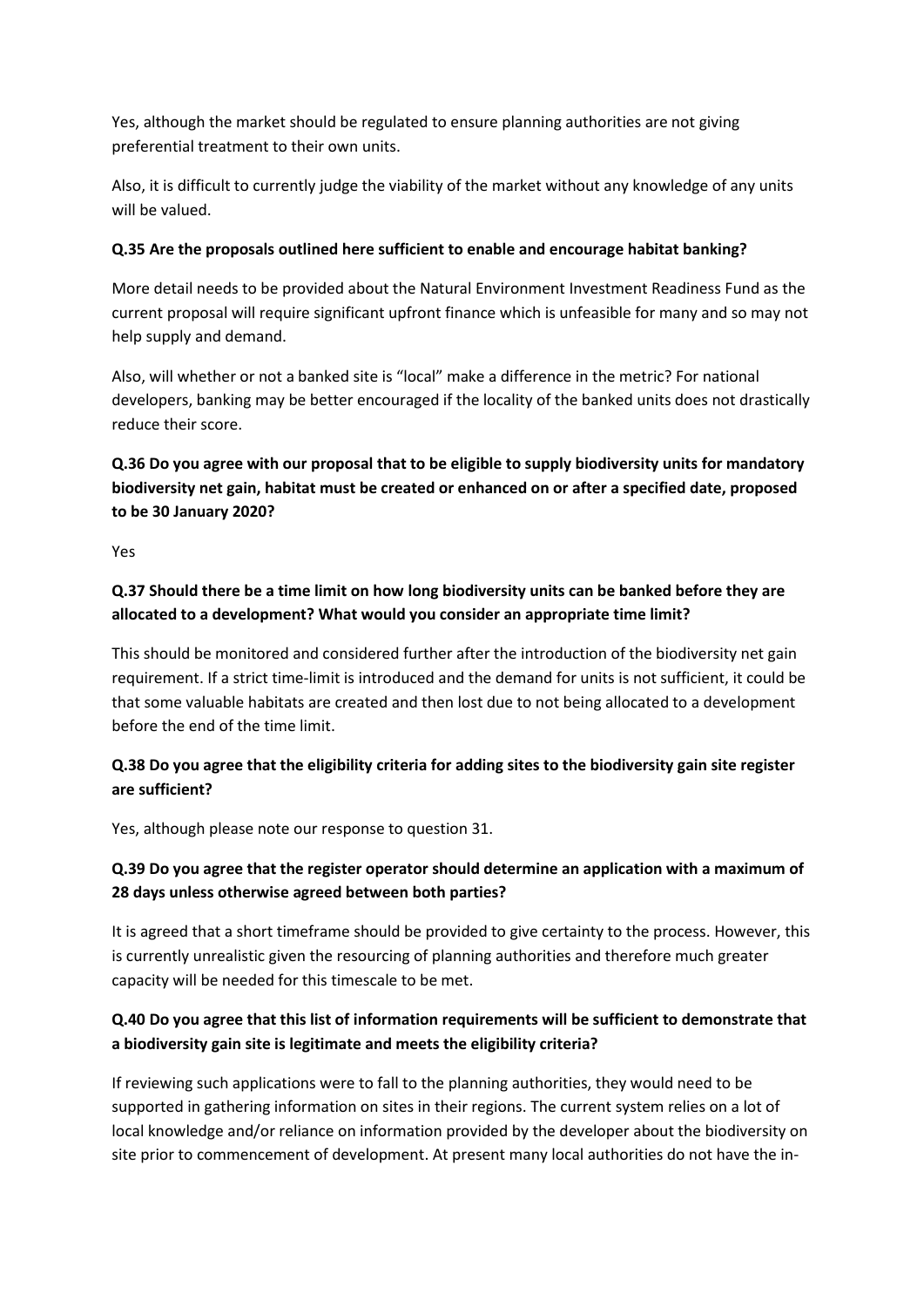Yes, although the market should be regulated to ensure planning authorities are not giving preferential treatment to their own units.

Also, it is difficult to currently judge the viability of the market without any knowledge of any units will be valued.

**Q.35 Are the proposals outlined here sufficient to enable and encourage habitat banking?**

More detail needs to be provided about the Natural Environment Investment Readiness Fund as the current proposal will require significant upfront finance which is unfeasible for many and so may not help supply and demand.

Also, will whether or not a banked site is "local" make a difference in the metric? For national developers, banking may be better encouraged if the locality of the banked units does not drastically reduce their score.

**Q.36 Do you agree with our proposal that to be eligible to supply biodiversity units for mandatory biodiversity net gain, habitat must be created or enhanced on or after a specified date, proposed to be 30 January 2020?**

Yes

**Q.37 Should there be a time limit on how long biodiversity units can be banked before they are allocated to a development? What would you consider an appropriate time limit?**

This should be monitored and considered further after the introduction of the biodiversity net gain requirement. If a strict time-limit is introduced and the demand for units is not sufficient, it could be that some valuable habitats are created and then lost due to not being allocated to a development before the end of the time limit.

**Q.38 Do you agree that the eligibility criteria for adding sites to the biodiversity gain site register are sufficient?**

Yes, although please note our response to question 31.

**Q.39 Do you agree that the register operator should determine an application with a maximum of 28 days unless otherwise agreed between both parties?**

It is agreed that a short timeframe should be provided to give certainty to the process. However, this is currently unrealistic given the resourcing of planning authorities and therefore much greater capacity will be needed for this timescale to be met.

**Q.40 Do you agree that this list of information requirements will be sufficient to demonstrate that a biodiversity gain site is legitimate and meets the eligibility criteria?**

If reviewing such applications were to fall to the planning authorities, they would need to be supported in gathering information on sites in their regions. The current system relies on a lot of local knowledge and/or reliance on information provided by the developer about the biodiversity on site prior to commencement of development. At present many local authorities do not have the in-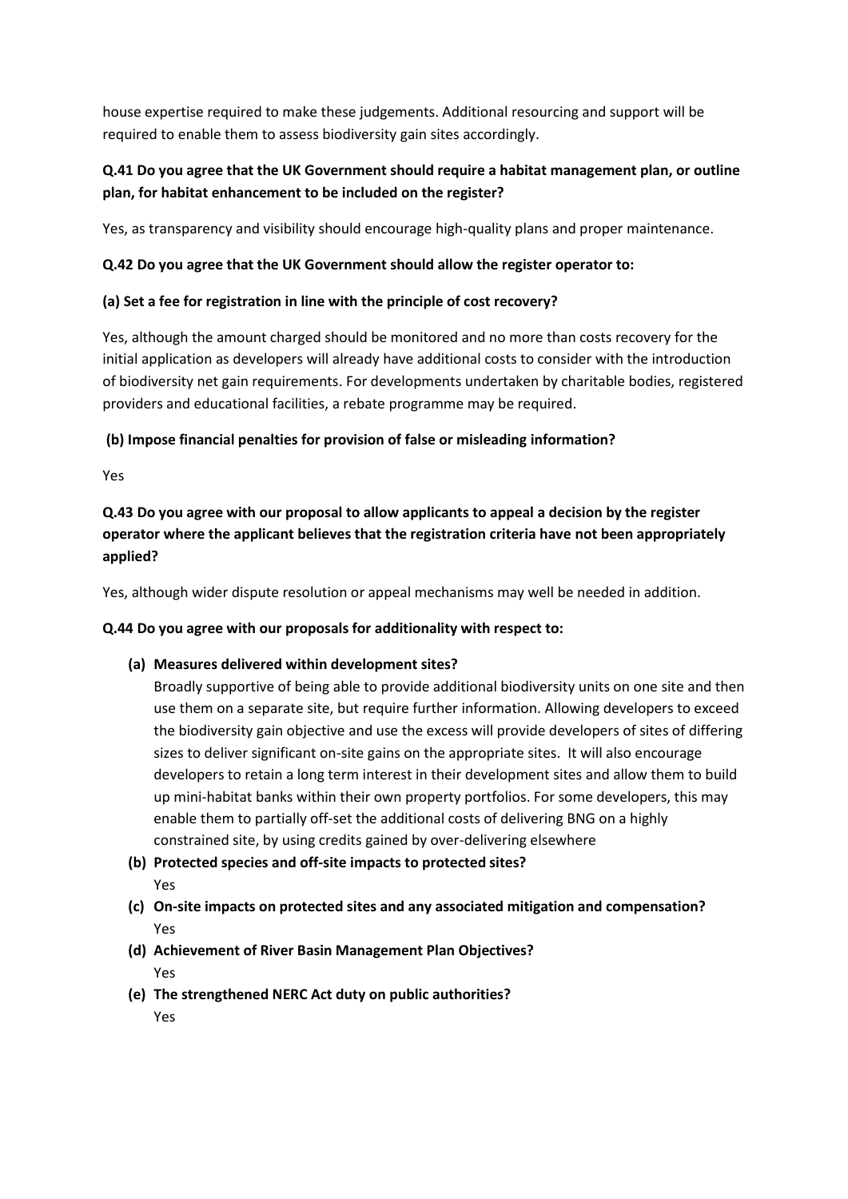house expertise required to make these judgements. Additional resourcing and support will be required to enable them to assess biodiversity gain sites accordingly.

**Q.41 Do you agree that the UK Government should require a habitat management plan, or outline plan, for habitat enhancement to be included on the register?**

Yes, as transparency and visibility should encourage high-quality plans and proper maintenance.

**Q.42 Do you agree that the UK Government should allow the register operator to:**

**(a) Set a fee for registration in line with the principle of cost recovery?**

Yes, although the amount charged should be monitored and no more than costs recovery for the initial application as developers will already have additional costs to consider with the introduction of biodiversity net gain requirements. For developments undertaken by charitable bodies, registered providers and educational facilities, a rebate programme may be required.

**(b) Impose financial penalties for provision of false or misleading information?**

Yes

**Q.43 Do you agree with our proposal to allow applicants to appeal a decision by the register operator where the applicant believes that the registration criteria have not been appropriately applied?**

Yes, although wider dispute resolution or appeal mechanisms may well be needed in addition.

**Q.44 Do you agree with our proposals for additionality with respect to:**

(a) **Measures delivered within development sites?**
   Broadly supportive of being able to provide additional biodiversity units on one site and then use them on a separate site, but require further information. Allowing developers to exceed the biodiversity gain objective and use the excess will provide developers of sites of differing sizes to deliver significant on-site gains on the appropriate sites. It will also encourage developers to retain a long term interest in their development sites and allow them to build up mini-habitat banks within their own property portfolios. For some developers, this may enable them to partially off-set the additional costs of delivering BNG on a highly constrained site, by using credits gained by over-delivering elsewhere

(b) **Protected species and off-site impacts to protected sites?**
   Yes

(c) **On-site impacts on protected sites and any associated mitigation and compensation?**
   Yes

(d) **Achievement of River Basin Management Plan Objectives?**
   Yes

(e) **The strengthened NERC Act duty on public authorities?**
   Yes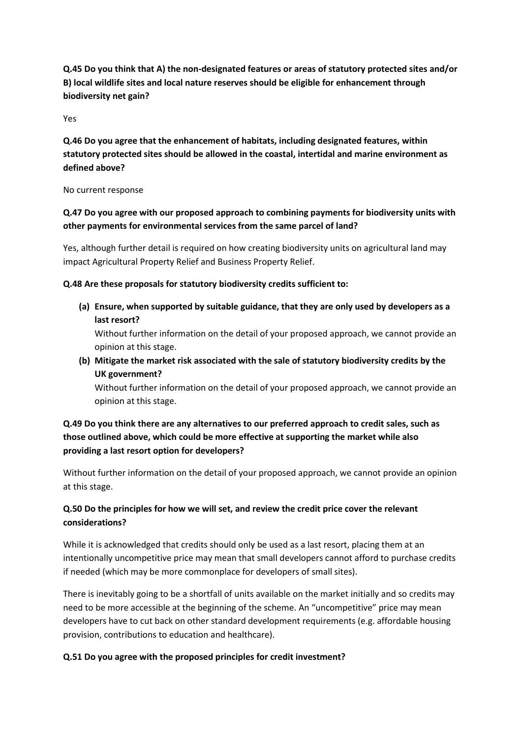**Q.45 Do you think that A) the non-designated features or areas of statutory protected sites and/or B) local wildlife sites and local nature reserves should be eligible for enhancement through biodiversity net gain?**

Yes

**Q.46 Do you agree that the enhancement of habitats, including designated features, within statutory protected sites should be allowed in the coastal, intertidal and marine environment as defined above?**

No current response

**Q.47 Do you agree with our proposed approach to combining payments for biodiversity units with other payments for environmental services from the same parcel of land?**

Yes, although further detail is required on how creating biodiversity units on agricultural land may impact Agricultural Property Relief and Business Property Relief.

**Q.48 Are these proposals for statutory biodiversity credits sufficient to:**

- **(a) Ensure, when supported by suitable guidance, that they are only used by developers as a last resort?**
  Without further information on the detail of your proposed approach, we cannot provide an opinion at this stage.
- **(b) Mitigate the market risk associated with the sale of statutory biodiversity credits by the UK government?**
  Without further information on the detail of your proposed approach, we cannot provide an opinion at this stage.

**Q.49 Do you think there are any alternatives to our preferred approach to credit sales, such as those outlined above, which could be more effective at supporting the market while also providing a last resort option for developers?**

Without further information on the detail of your proposed approach, we cannot provide an opinion at this stage.

**Q.50 Do the principles for how we will set, and review the credit price cover the relevant considerations?**

While it is acknowledged that credits should only be used as a last resort, placing them at an intentionally uncompetitive price may mean that small developers cannot afford to purchase credits if needed (which may be more commonplace for developers of small sites).

There is inevitably going to be a shortfall of units available on the market initially and so credits may need to be more accessible at the beginning of the scheme. An "uncompetitive" price may mean developers have to cut back on other standard development requirements (e.g. affordable housing provision, contributions to education and healthcare).

**Q.51 Do you agree with the proposed principles for credit investment?**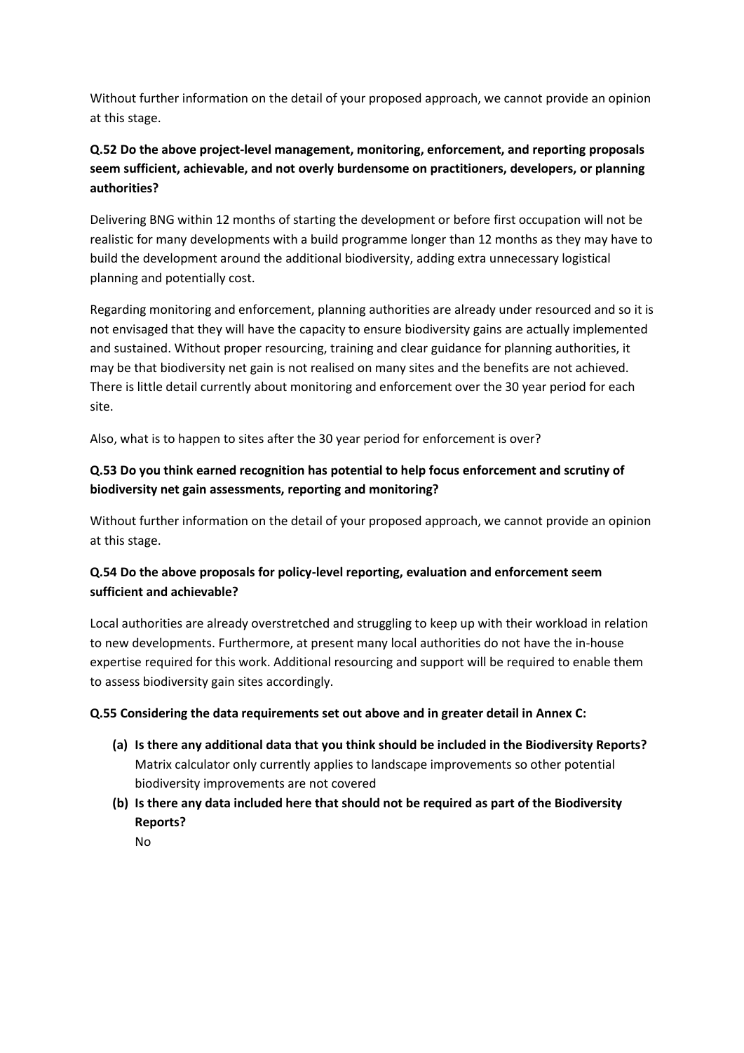Without further information on the detail of your proposed approach, we cannot provide an opinion at this stage.

**Q.52 Do the above project-level management, monitoring, enforcement, and reporting proposals seem sufficient, achievable, and not overly burdensome on practitioners, developers, or planning authorities?**

Delivering BNG within 12 months of starting the development or before first occupation will not be realistic for many developments with a build programme longer than 12 months as they may have to build the development around the additional biodiversity, adding extra unnecessary logistical planning and potentially cost.

Regarding monitoring and enforcement, planning authorities are already under resourced and so it is not envisaged that they will have the capacity to ensure biodiversity gains are actually implemented and sustained. Without proper resourcing, training and clear guidance for planning authorities, it may be that biodiversity net gain is not realised on many sites and the benefits are not achieved. There is little detail currently about monitoring and enforcement over the 30 year period for each site.

Also, what is to happen to sites after the 30 year period for enforcement is over?

**Q.53 Do you think earned recognition has potential to help focus enforcement and scrutiny of biodiversity net gain assessments, reporting and monitoring?**

Without further information on the detail of your proposed approach, we cannot provide an opinion at this stage.

**Q.54 Do the above proposals for policy-level reporting, evaluation and enforcement seem sufficient and achievable?**

Local authorities are already overstretched and struggling to keep up with their workload in relation to new developments. Furthermore, at present many local authorities do not have the in-house expertise required for this work. Additional resourcing and support will be required to enable them to assess biodiversity gain sites accordingly.

**Q.55 Considering the data requirements set out above and in greater detail in Annex C:**

- **(a) Is there any additional data that you think should be included in the Biodiversity Reports?**
  Matrix calculator only currently applies to landscape improvements so other potential biodiversity improvements are not covered
- **(b) Is there any data included here that should not be required as part of the Biodiversity Reports?**
  No